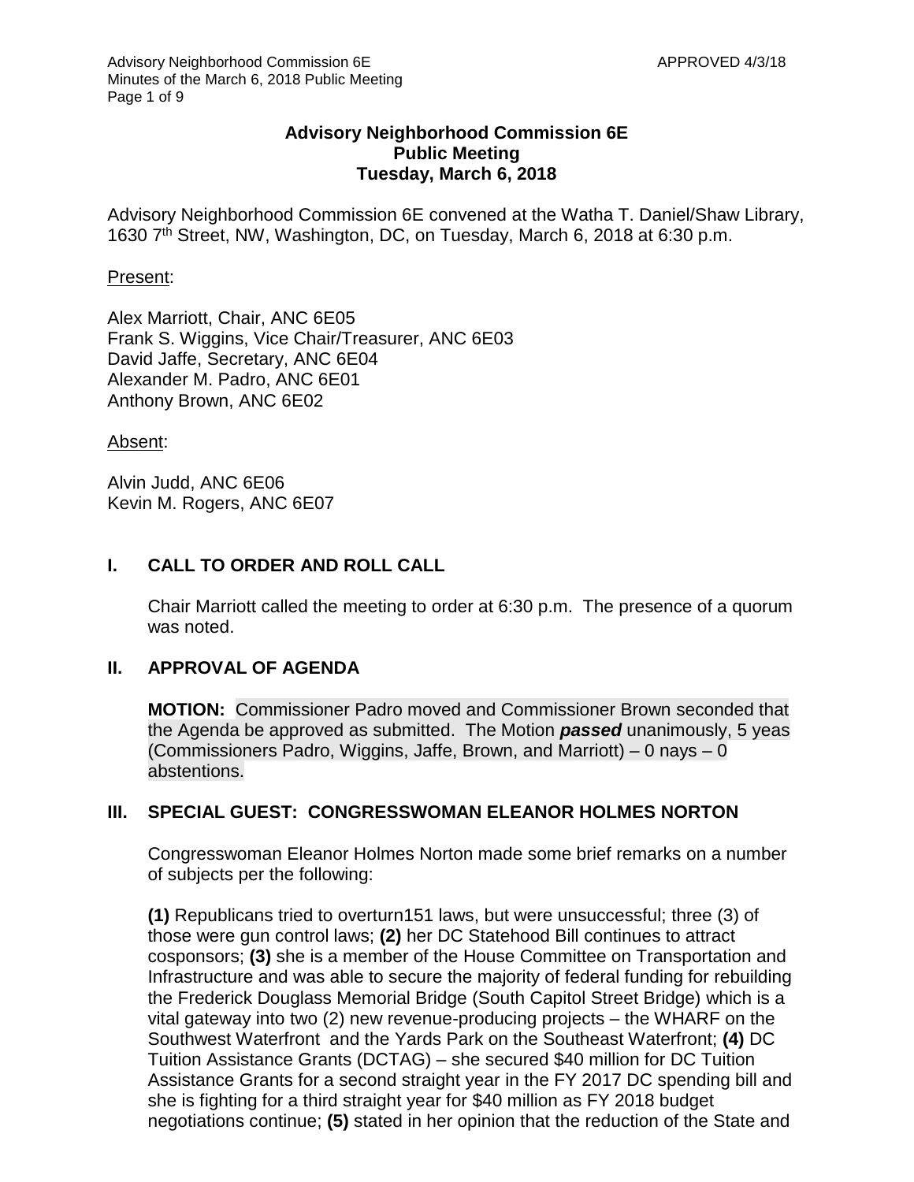# Advisory Neighborhood Commission 6E
## Public Meeting
## Tuesday, March 6, 2018

Advisory Neighborhood Commission 6E convened at the Watha T. Daniel/Shaw Library, 1630 7th Street, NW, Washington, DC, on Tuesday, March 6, 2018 at 6:30 p.m.

Present:

Alex Marriott, Chair, ANC 6E05
Frank S. Wiggins, Vice Chair/Treasurer, ANC 6E03
David Jaffe, Secretary, ANC 6E04
Alexander M. Padro, ANC 6E01
Anthony Brown, ANC 6E02

Absent:

Alvin Judd, ANC 6E06
Kevin M. Rogers, ANC 6E07

## I. CALL TO ORDER AND ROLL CALL

Chair Marriott called the meeting to order at 6:30 p.m. The presence of a quorum was noted.

## II. APPROVAL OF AGENDA

**MOTION:** Commissioner Padro moved and Commissioner Brown seconded that the Agenda be approved as submitted. The Motion ***passed*** unanimously, 5 yeas (Commissioners Padro, Wiggins, Jaffe, Brown, and Marriott) – 0 nays – 0 abstentions.

## III. SPECIAL GUEST: CONGRESSWOMAN ELEANOR HOLMES NORTON

Congresswoman Eleanor Holmes Norton made some brief remarks on a number of subjects per the following:

**(1)** Republicans tried to overturn151 laws, but were unsuccessful; three (3) of those were gun control laws; **(2)** her DC Statehood Bill continues to attract cosponsors; **(3)** she is a member of the House Committee on Transportation and Infrastructure and was able to secure the majority of federal funding for rebuilding the Frederick Douglass Memorial Bridge (South Capitol Street Bridge) which is a vital gateway into two (2) new revenue-producing projects – the WHARF on the Southwest Waterfront and the Yards Park on the Southeast Waterfront; **(4)** DC Tuition Assistance Grants (DCTAG) – she secured $40 million for DC Tuition Assistance Grants for a second straight year in the FY 2017 DC spending bill and she is fighting for a third straight year for $40 million as FY 2018 budget negotiations continue; **(5)** stated in her opinion that the reduction of the State and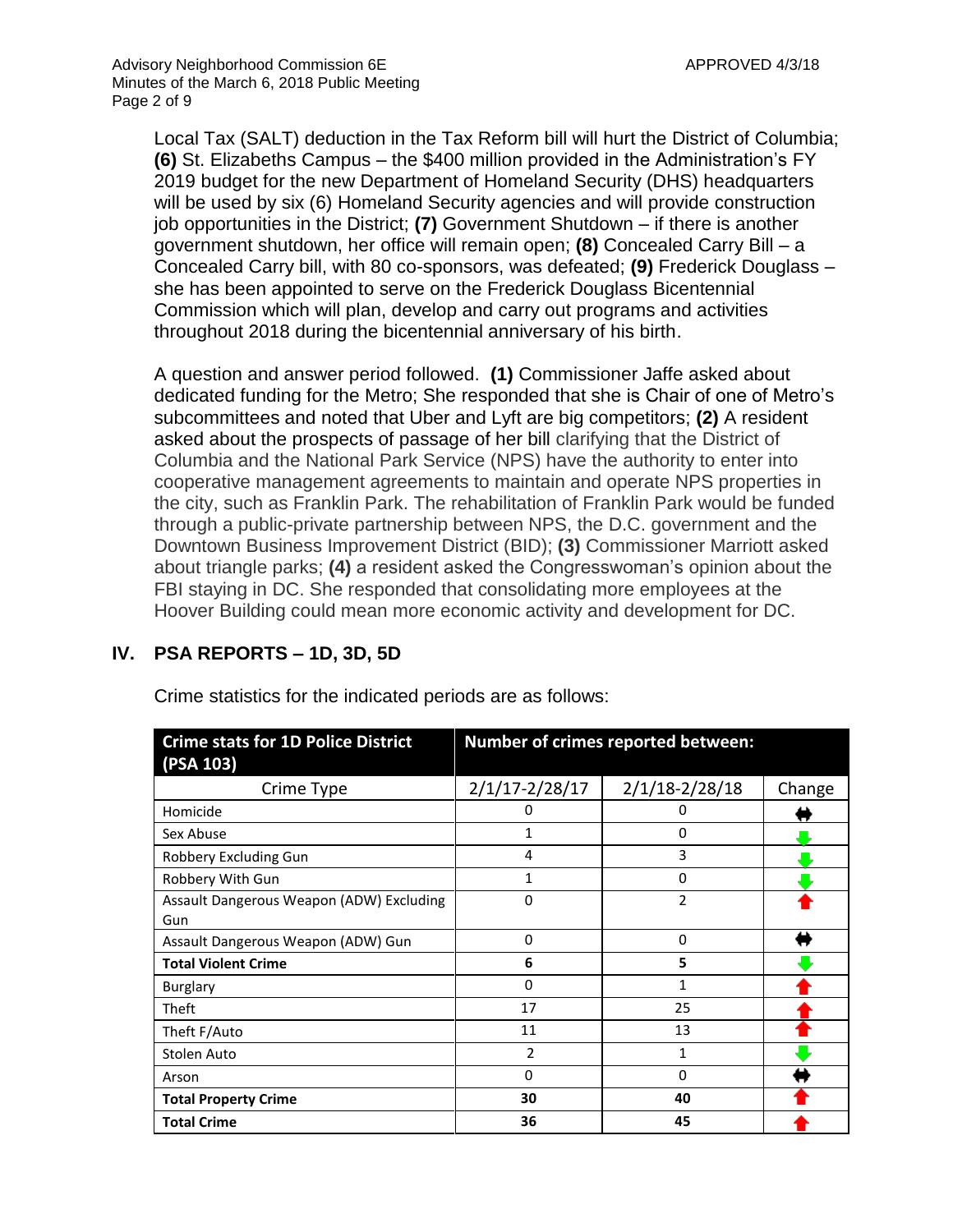Local Tax (SALT) deduction in the Tax Reform bill will hurt the District of Columbia; **(6)** St. Elizabeths Campus – the $400 million provided in the Administration's FY 2019 budget for the new Department of Homeland Security (DHS) headquarters will be used by six (6) Homeland Security agencies and will provide construction job opportunities in the District; **(7)** Government Shutdown – if there is another government shutdown, her office will remain open; **(8)** Concealed Carry Bill – a Concealed Carry bill, with 80 co-sponsors, was defeated; **(9)** Frederick Douglass – she has been appointed to serve on the Frederick Douglass Bicentennial Commission which will plan, develop and carry out programs and activities throughout 2018 during the bicentennial anniversary of his birth.

A question and answer period followed. **(1)** Commissioner Jaffe asked about dedicated funding for the Metro; She responded that she is Chair of one of Metro's subcommittees and noted that Uber and Lyft are big competitors; **(2)** A resident asked about the prospects of passage of her bill clarifying that the District of Columbia and the National Park Service (NPS) have the authority to enter into cooperative management agreements to maintain and operate NPS properties in the city, such as Franklin Park. The rehabilitation of Franklin Park would be funded through a public-private partnership between NPS, the D.C. government and the Downtown Business Improvement District (BID); **(3)** Commissioner Marriott asked about triangle parks; **(4)** a resident asked the Congresswoman's opinion about the FBI staying in DC. She responded that consolidating more employees at the Hoover Building could mean more economic activity and development for DC.

## IV. PSA REPORTS – 1D, 3D, 5D

Crime statistics for the indicated periods are as follows:

| Crime stats for 1D Police District (PSA 103) | Number of crimes reported between: | | |
|---|---|---|---|
| Crime Type | 2/1/17-2/28/17 | 2/1/18-2/28/18 | Change |
| Homicide | 0 | 0 | ↔ |
| Sex Abuse | 1 | 0 | ↓ |
| Robbery Excluding Gun | 4 | 3 | ↓ |
| Robbery With Gun | 1 | 0 | ↓ |
| Assault Dangerous Weapon (ADW) Excluding Gun | 0 | 2 | ↑ |
| Assault Dangerous Weapon (ADW) Gun | 0 | 0 | ↔ |
| **Total Violent Crime** | **6** | **5** | ↓ |
| Burglary | 0 | 1 | ↑ |
| Theft | 17 | 25 | ↑ |
| Theft F/Auto | 11 | 13 | ↑ |
| Stolen Auto | 2 | 1 | ↓ |
| Arson | 0 | 0 | ↔ |
| **Total Property Crime** | **30** | **40** | ↑ |
| **Total Crime** | **36** | **45** | ↑ |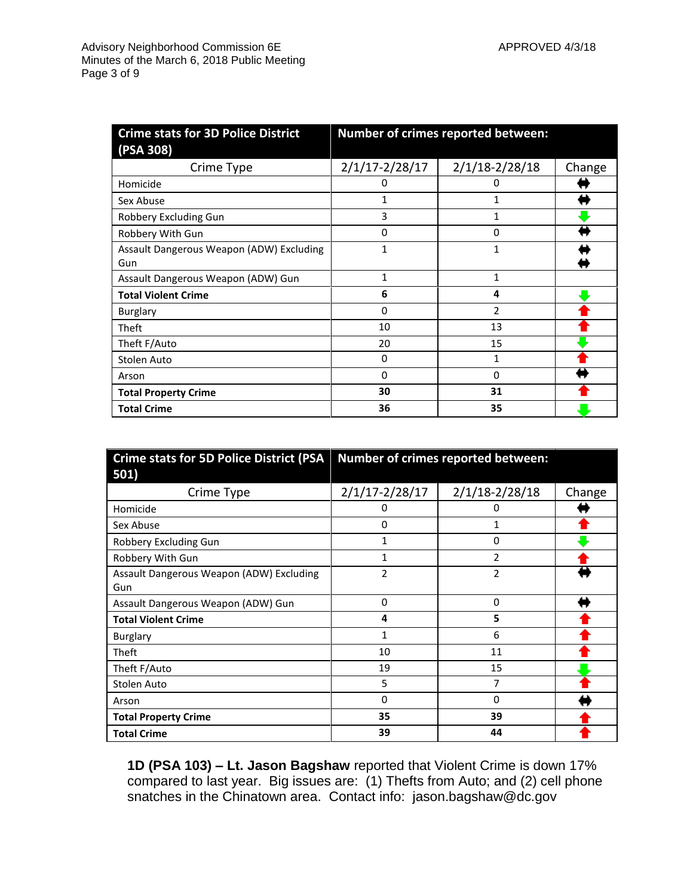| Crime stats for 3D Police District (PSA 308) | Number of crimes reported between: | | |
|---|---|---|---|
| Crime Type | 2/1/17-2/28/17 | 2/1/18-2/28/18 | Change |
| Homicide | 0 | 0 | ↔ |
| Sex Abuse | 1 | 1 | ↔ |
| Robbery Excluding Gun | 3 | 1 | ↓ |
| Robbery With Gun | 0 | 0 | ↔ |
| Assault Dangerous Weapon (ADW) Excluding Gun | 1 | 1 | ↔ ↔ |
| Assault Dangerous Weapon (ADW) Gun | 1 | 1 | |
| **Total Violent Crime** | **6** | **4** | ↓ |
| Burglary | 0 | 2 | ↑ |
| Theft | 10 | 13 | ↑ |
| Theft F/Auto | 20 | 15 | ↓ |
| Stolen Auto | 0 | 1 | ↑ |
| Arson | 0 | 0 | ↔ |
| **Total Property Crime** | **30** | **31** | ↑ |
| **Total Crime** | **36** | **35** | ↓ |

| Crime stats for 5D Police District (PSA 501) | Number of crimes reported between: | | |
|---|---|---|---|
| Crime Type | 2/1/17-2/28/17 | 2/1/18-2/28/18 | Change |
| Homicide | 0 | 0 | ↔ |
| Sex Abuse | 0 | 1 | ↑ |
| Robbery Excluding Gun | 1 | 0 | ↓ |
| Robbery With Gun | 1 | 2 | ↑ |
| Assault Dangerous Weapon (ADW) Excluding Gun | 2 | 2 | ↔ |
| Assault Dangerous Weapon (ADW) Gun | 0 | 0 | ↔ |
| **Total Violent Crime** | **4** | **5** | ↑ |
| Burglary | 1 | 6 | ↑ |
| Theft | 10 | 11 | ↑ |
| Theft F/Auto | 19 | 15 | ↓ |
| Stolen Auto | 5 | 7 | ↑ |
| Arson | 0 | 0 | ↔ |
| **Total Property Crime** | **35** | **39** | ↑ |
| **Total Crime** | **39** | **44** | ↑ |

**1D (PSA 103) – Lt. Jason Bagshaw** reported that Violent Crime is down 17% compared to last year. Big issues are: (1) Thefts from Auto; and (2) cell phone snatches in the Chinatown area. Contact info: jason.bagshaw@dc.gov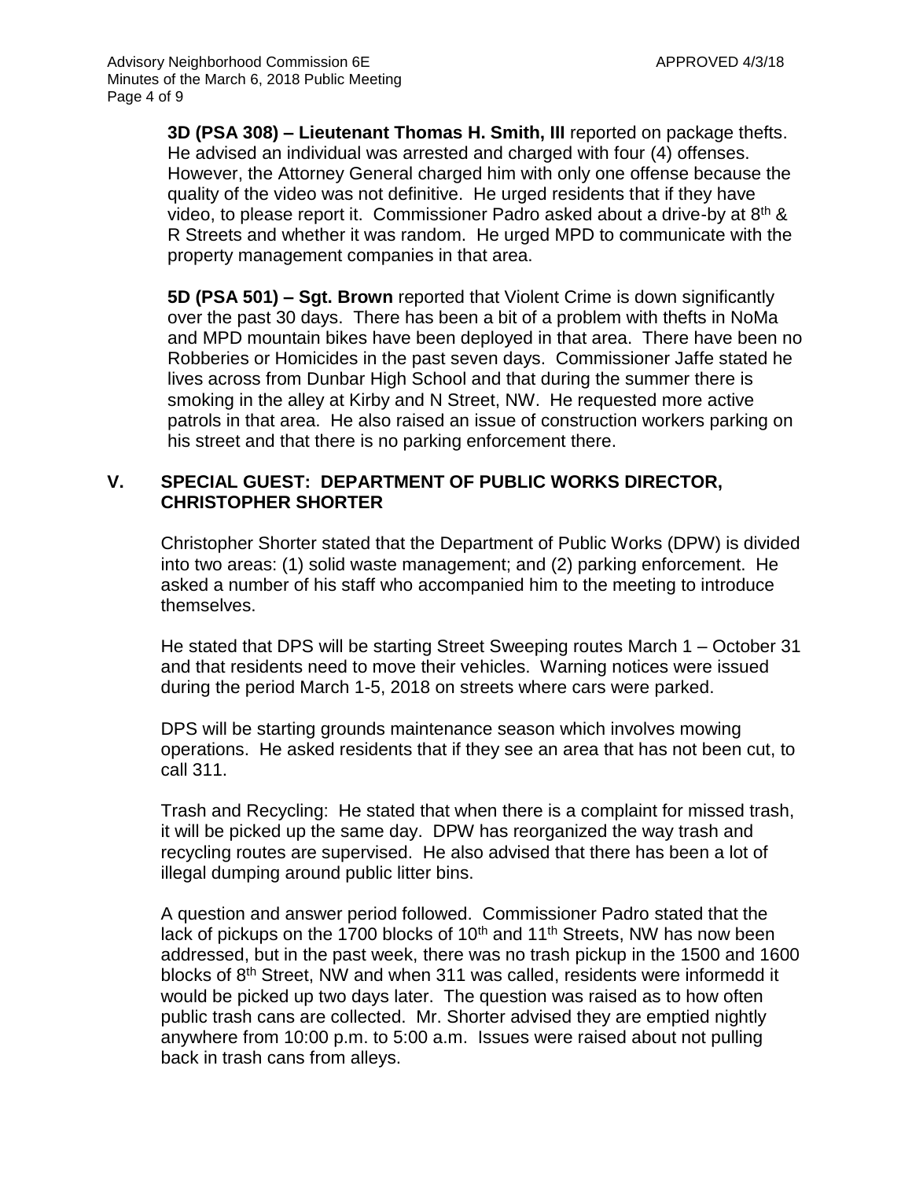**3D (PSA 308) – Lieutenant Thomas H. Smith, III** reported on package thefts. He advised an individual was arrested and charged with four (4) offenses. However, the Attorney General charged him with only one offense because the quality of the video was not definitive. He urged residents that if they have video, to please report it. Commissioner Padro asked about a drive-by at 8th & R Streets and whether it was random. He urged MPD to communicate with the property management companies in that area.

**5D (PSA 501) – Sgt. Brown** reported that Violent Crime is down significantly over the past 30 days. There has been a bit of a problem with thefts in NoMa and MPD mountain bikes have been deployed in that area. There have been no Robberies or Homicides in the past seven days. Commissioner Jaffe stated he lives across from Dunbar High School and that during the summer there is smoking in the alley at Kirby and N Street, NW. He requested more active patrols in that area. He also raised an issue of construction workers parking on his street and that there is no parking enforcement there.

## V. SPECIAL GUEST: DEPARTMENT OF PUBLIC WORKS DIRECTOR, CHRISTOPHER SHORTER

Christopher Shorter stated that the Department of Public Works (DPW) is divided into two areas: (1) solid waste management; and (2) parking enforcement. He asked a number of his staff who accompanied him to the meeting to introduce themselves.

He stated that DPS will be starting Street Sweeping routes March 1 – October 31 and that residents need to move their vehicles. Warning notices were issued during the period March 1-5, 2018 on streets where cars were parked.

DPS will be starting grounds maintenance season which involves mowing operations. He asked residents that if they see an area that has not been cut, to call 311.

Trash and Recycling: He stated that when there is a complaint for missed trash, it will be picked up the same day. DPW has reorganized the way trash and recycling routes are supervised. He also advised that there has been a lot of illegal dumping around public litter bins.

A question and answer period followed. Commissioner Padro stated that the lack of pickups on the 1700 blocks of 10th and 11th Streets, NW has now been addressed, but in the past week, there was no trash pickup in the 1500 and 1600 blocks of 8th Street, NW and when 311 was called, residents informedd it would be picked up two days later. The question was raised as to how often public trash cans are collected. Mr. Shorter advised they are emptied nightly anywhere from 10:00 p.m. to 5:00 a.m. Issues were raised about not pulling back in trash cans from alleys.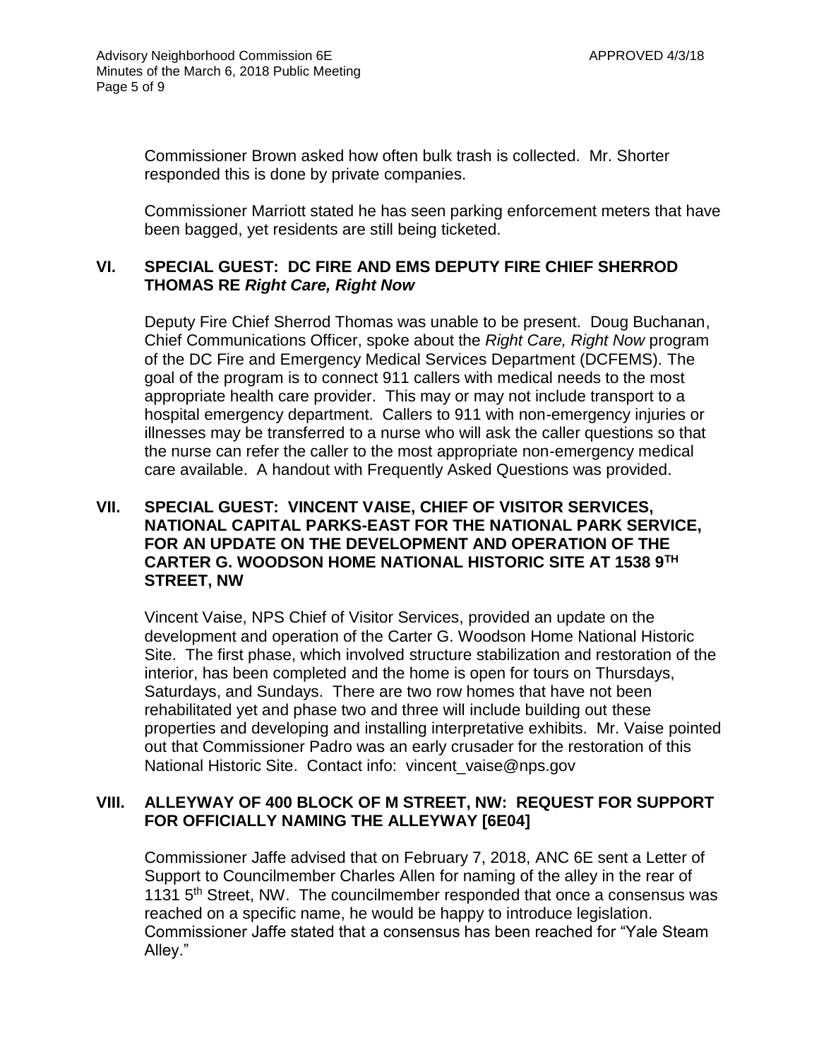Commissioner Brown asked how often bulk trash is collected. Mr. Shorter responded this is done by private companies.

Commissioner Marriott stated he has seen parking enforcement meters that have been bagged, yet residents are still being ticketed.

## VI. SPECIAL GUEST: DC FIRE AND EMS DEPUTY FIRE CHIEF SHERROD THOMAS RE *Right Care, Right Now*

Deputy Fire Chief Sherrod Thomas was unable to be present. Doug Buchanan, Chief Communications Officer, spoke about the *Right Care, Right Now* program of the DC Fire and Emergency Medical Services Department (DCFEMS). The goal of the program is to connect 911 callers with medical needs to the most appropriate health care provider. This may or may not include transport to a hospital emergency department. Callers to 911 with non-emergency injuries or illnesses may be transferred to a nurse who will ask the caller questions so that the nurse can refer the caller to the most appropriate non-emergency medical care available. A handout with Frequently Asked Questions was provided.

## VII. SPECIAL GUEST: VINCENT VAISE, CHIEF OF VISITOR SERVICES, NATIONAL CAPITAL PARKS-EAST FOR THE NATIONAL PARK SERVICE, FOR AN UPDATE ON THE DEVELOPMENT AND OPERATION OF THE CARTER G. WOODSON HOME NATIONAL HISTORIC SITE AT 1538 9TH STREET, NW

Vincent Vaise, NPS Chief of Visitor Services, provided an update on the development and operation of the Carter G. Woodson Home National Historic Site. The first phase, which involved structure stabilization and restoration of the interior, has been completed and the home is open for tours on Thursdays, Saturdays, and Sundays. There are two row homes that have not been rehabilitated yet and phase two and three will include building out these properties and developing and installing interpretative exhibits. Mr. Vaise pointed out that Commissioner Padro was an early crusader for the restoration of this National Historic Site. Contact info: vincent_vaise@nps.gov

## VIII. ALLEYWAY OF 400 BLOCK OF M STREET, NW: REQUEST FOR SUPPORT FOR OFFICIALLY NAMING THE ALLEYWAY [6E04]

Commissioner Jaffe advised that on February 7, 2018, ANC 6E sent a Letter of Support to Councilmember Charles Allen for naming of the alley in the rear of 1131 5th Street, NW. The councilmember responded that once a consensus was reached on a specific name, he would be happy to introduce legislation. Commissioner Jaffe stated that a consensus has been reached for “Yale Steam Alley.”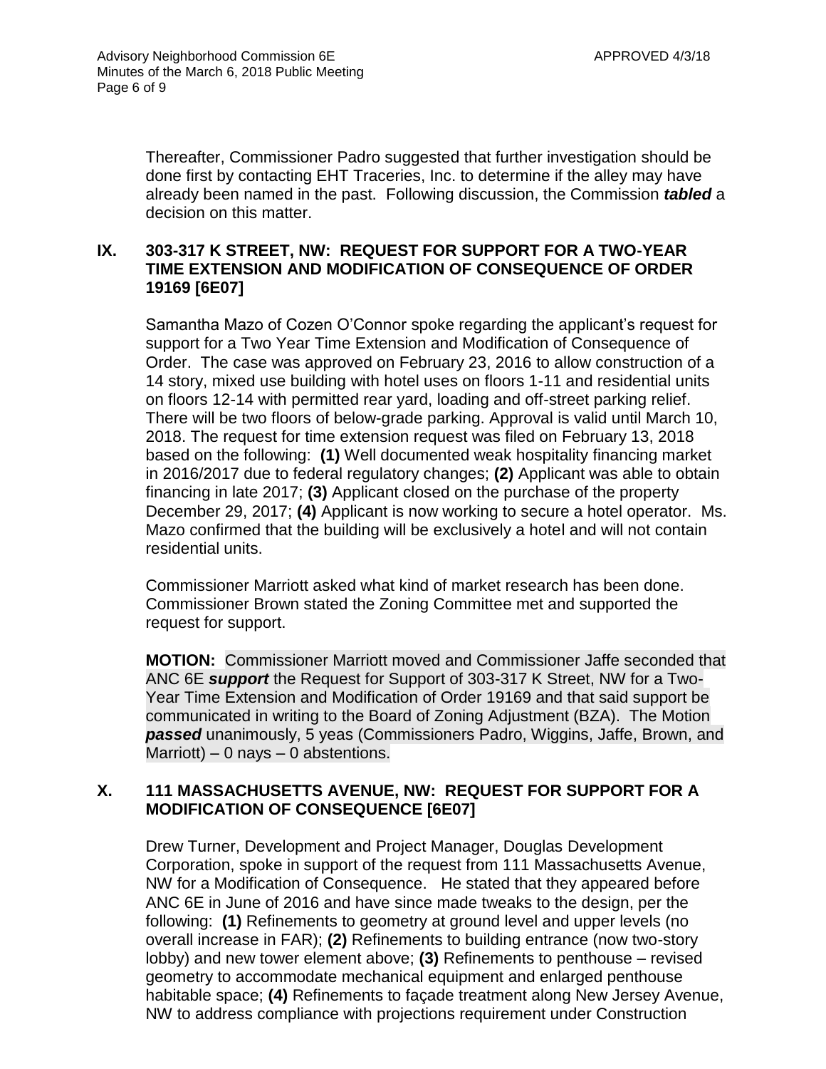Thereafter, Commissioner Padro suggested that further investigation should be done first by contacting EHT Traceries, Inc. to determine if the alley may have already been named in the past. Following discussion, the Commission ***tabled*** a decision on this matter.

## IX. 303-317 K STREET, NW: REQUEST FOR SUPPORT FOR A TWO-YEAR TIME EXTENSION AND MODIFICATION OF CONSEQUENCE OF ORDER 19169 [6E07]

Samantha Mazo of Cozen O'Connor spoke regarding the applicant's request for support for a Two Year Time Extension and Modification of Consequence of Order. The case was approved on February 23, 2016 to allow construction of a 14 story, mixed use building with hotel uses on floors 1-11 and residential units on floors 12-14 with permitted rear yard, loading and off-street parking relief. There will be two floors of below-grade parking. Approval is valid until March 10, 2018. The request for time extension request was filed on February 13, 2018 based on the following: **(1)** Well documented weak hospitality financing market in 2016/2017 due to federal regulatory changes; **(2)** Applicant was able to obtain financing in late 2017; **(3)** Applicant closed on the purchase of the property December 29, 2017; **(4)** Applicant is now working to secure a hotel operator. Ms. Mazo confirmed that the building will be exclusively a hotel and will not contain residential units.

Commissioner Marriott asked what kind of market research has been done. Commissioner Brown stated the Zoning Committee met and supported the request for support.

**MOTION:** Commissioner Marriott moved and Commissioner Jaffe seconded that ANC 6E ***support*** the Request for Support of 303-317 K Street, NW for a Two-Year Time Extension and Modification of Order 19169 and that said support be communicated in writing to the Board of Zoning Adjustment (BZA). The Motion ***passed*** unanimously, 5 yeas (Commissioners Padro, Wiggins, Jaffe, Brown, and Marriott) – 0 nays – 0 abstentions.

## X. 111 MASSACHUSETTS AVENUE, NW: REQUEST FOR SUPPORT FOR A MODIFICATION OF CONSEQUENCE [6E07]

Drew Turner, Development and Project Manager, Douglas Development Corporation, spoke in support of the request from 111 Massachusetts Avenue, NW for a Modification of Consequence. He stated that they appeared before ANC 6E in June of 2016 and have since made tweaks to the design, per the following: **(1)** Refinements to geometry at ground level and upper levels (no overall increase in FAR); **(2)** Refinements to building entrance (now two-story lobby) and new tower element above; **(3)** Refinements to penthouse – revised geometry to accommodate mechanical equipment and enlarged penthouse habitable space; **(4)** Refinements to façade treatment along New Jersey Avenue, NW to address compliance with projections requirement under Construction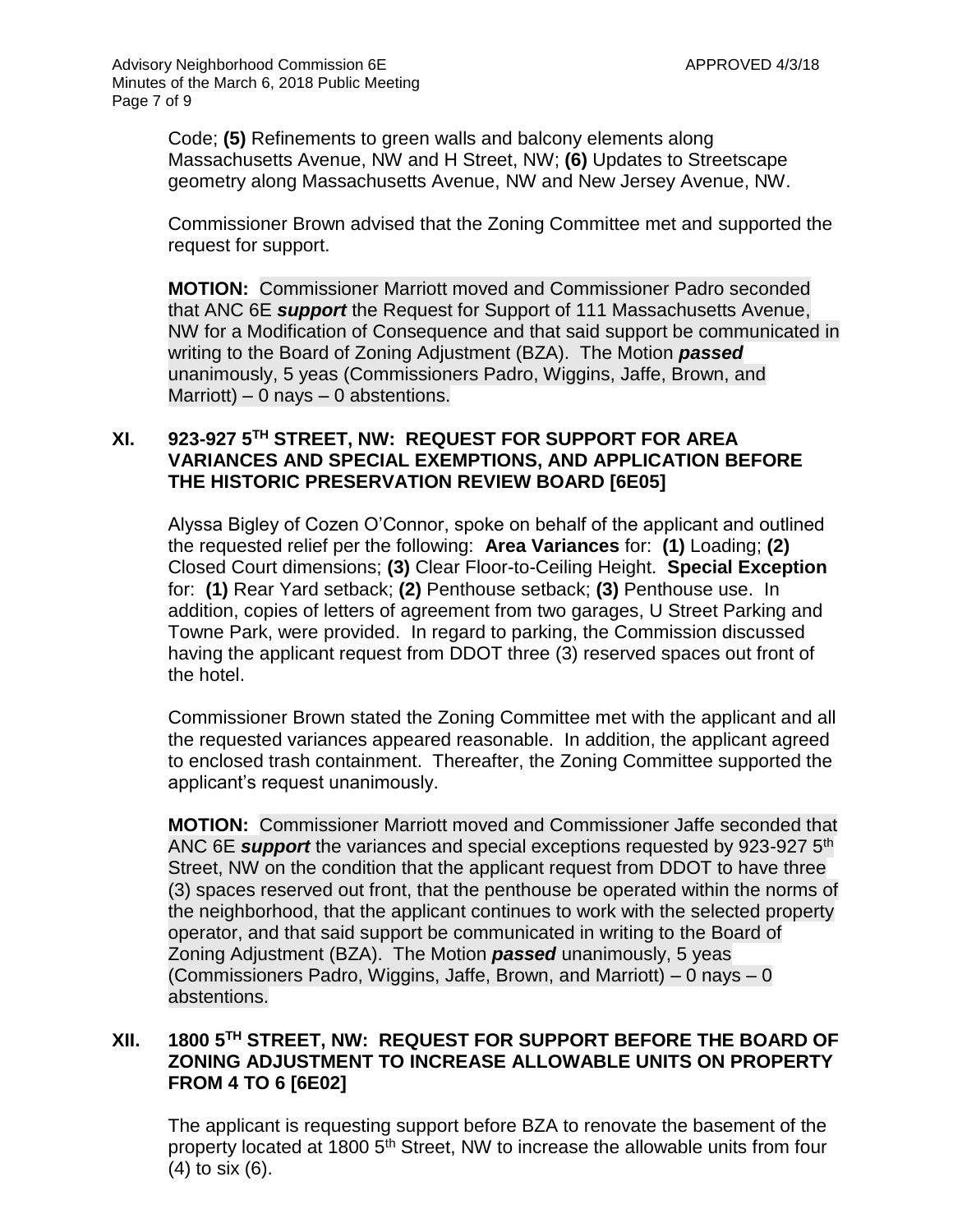Code; **(5)** Refinements to green walls and balcony elements along Massachusetts Avenue, NW and H Street, NW; **(6)** Updates to Streetscape geometry along Massachusetts Avenue, NW and New Jersey Avenue, NW.

Commissioner Brown advised that the Zoning Committee met and supported the request for support.

**MOTION:** Commissioner Marriott moved and Commissioner Padro seconded that ANC 6E ***support*** the Request for Support of 111 Massachusetts Avenue, NW for a Modification of Consequence and that said support be communicated in writing to the Board of Zoning Adjustment (BZA). The Motion ***passed*** unanimously, 5 yeas (Commissioners Padro, Wiggins, Jaffe, Brown, and Marriott) – 0 nays – 0 abstentions.

## XI. 923-927 5TH STREET, NW: REQUEST FOR SUPPORT FOR AREA VARIANCES AND SPECIAL EXEMPTIONS, AND APPLICATION BEFORE THE HISTORIC PRESERVATION REVIEW BOARD [6E05]

Alyssa Bigley of Cozen O'Connor, spoke on behalf of the applicant and outlined the requested relief per the following: **Area Variances** for: **(1)** Loading; **(2)** Closed Court dimensions; **(3)** Clear Floor-to-Ceiling Height. **Special Exception** for: **(1)** Rear Yard setback; **(2)** Penthouse setback; **(3)** Penthouse use. In addition, copies of letters of agreement from two garages, U Street Parking and Towne Park, were provided. In regard to parking, the Commission discussed having the applicant request from DDOT three (3) reserved spaces out front of the hotel.

Commissioner Brown stated the Zoning Committee met with the applicant and all the requested variances appeared reasonable. In addition, the applicant agreed to enclosed trash containment. Thereafter, the Zoning Committee supported the applicant's request unanimously.

**MOTION:** Commissioner Marriott moved and Commissioner Jaffe seconded that ANC 6E ***support*** the variances and special exceptions requested by 923-927 5th Street, NW on the condition that the applicant request from DDOT to have three (3) spaces reserved out front, that the penthouse be operated within the norms of the neighborhood, that the applicant continues to work with the selected property operator, and that said support be communicated in writing to the Board of Zoning Adjustment (BZA). The Motion ***passed*** unanimously, 5 yeas (Commissioners Padro, Wiggins, Jaffe, Brown, and Marriott) – 0 nays – 0 abstentions.

## XII. 1800 5TH STREET, NW: REQUEST FOR SUPPORT BEFORE THE BOARD OF ZONING ADJUSTMENT TO INCREASE ALLOWABLE UNITS ON PROPERTY FROM 4 TO 6 [6E02]

The applicant is requesting support before BZA to renovate the basement of the property located at 1800 5th Street, NW to increase the allowable units from four (4) to six (6).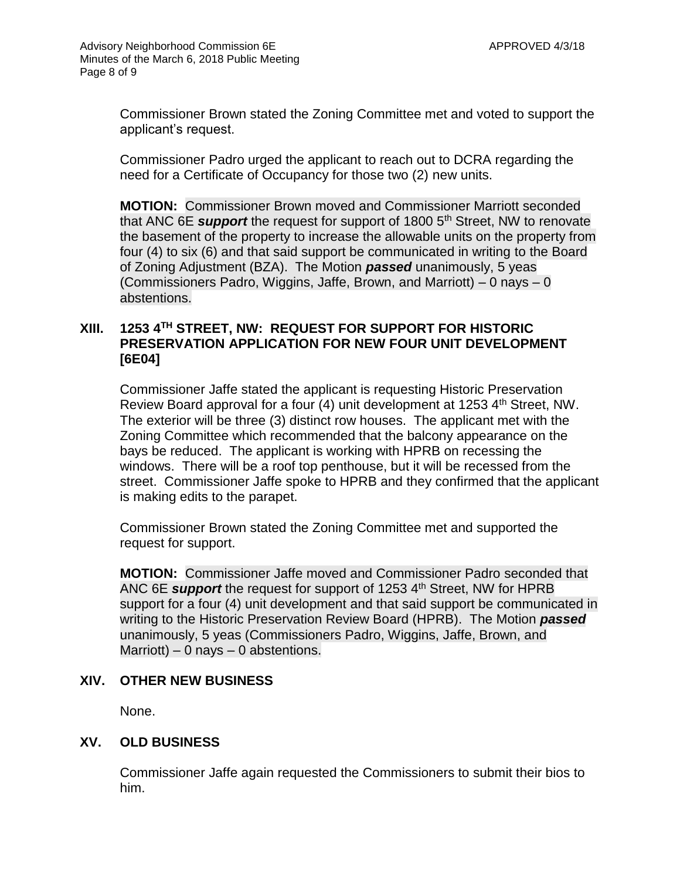Commissioner Brown stated the Zoning Committee met and voted to support the applicant's request.

Commissioner Padro urged the applicant to reach out to DCRA regarding the need for a Certificate of Occupancy for those two (2) new units.

**MOTION:** Commissioner Brown moved and Commissioner Marriott seconded that ANC 6E ***support*** the request for support of 1800 5th Street, NW to renovate the basement of the property to increase the allowable units on the property from four (4) to six (6) and that said support be communicated in writing to the Board of Zoning Adjustment (BZA). The Motion ***passed*** unanimously, 5 yeas (Commissioners Padro, Wiggins, Jaffe, Brown, and Marriott) – 0 nays – 0 abstentions.

## XIII. 1253 4TH STREET, NW: REQUEST FOR SUPPORT FOR HISTORIC PRESERVATION APPLICATION FOR NEW FOUR UNIT DEVELOPMENT [6E04]

Commissioner Jaffe stated the applicant is requesting Historic Preservation Review Board approval for a four (4) unit development at 1253 4th Street, NW. The exterior will be three (3) distinct row houses. The applicant met with the Zoning Committee which recommended that the balcony appearance on the bays be reduced. The applicant is working with HPRB on recessing the windows. There will be a roof top penthouse, but it will be recessed from the street. Commissioner Jaffe spoke to HPRB and they confirmed that the applicant is making edits to the parapet.

Commissioner Brown stated the Zoning Committee met and supported the request for support.

**MOTION:** Commissioner Jaffe moved and Commissioner Padro seconded that ANC 6E ***support*** the request for support of 1253 4th Street, NW for HPRB support for a four (4) unit development and that said support be communicated in writing to the Historic Preservation Review Board (HPRB). The Motion ***passed*** unanimously, 5 yeas (Commissioners Padro, Wiggins, Jaffe, Brown, and Marriott) – 0 nays – 0 abstentions.

## XIV. OTHER NEW BUSINESS

None.

## XV. OLD BUSINESS

Commissioner Jaffe again requested the Commissioners to submit their bios to him.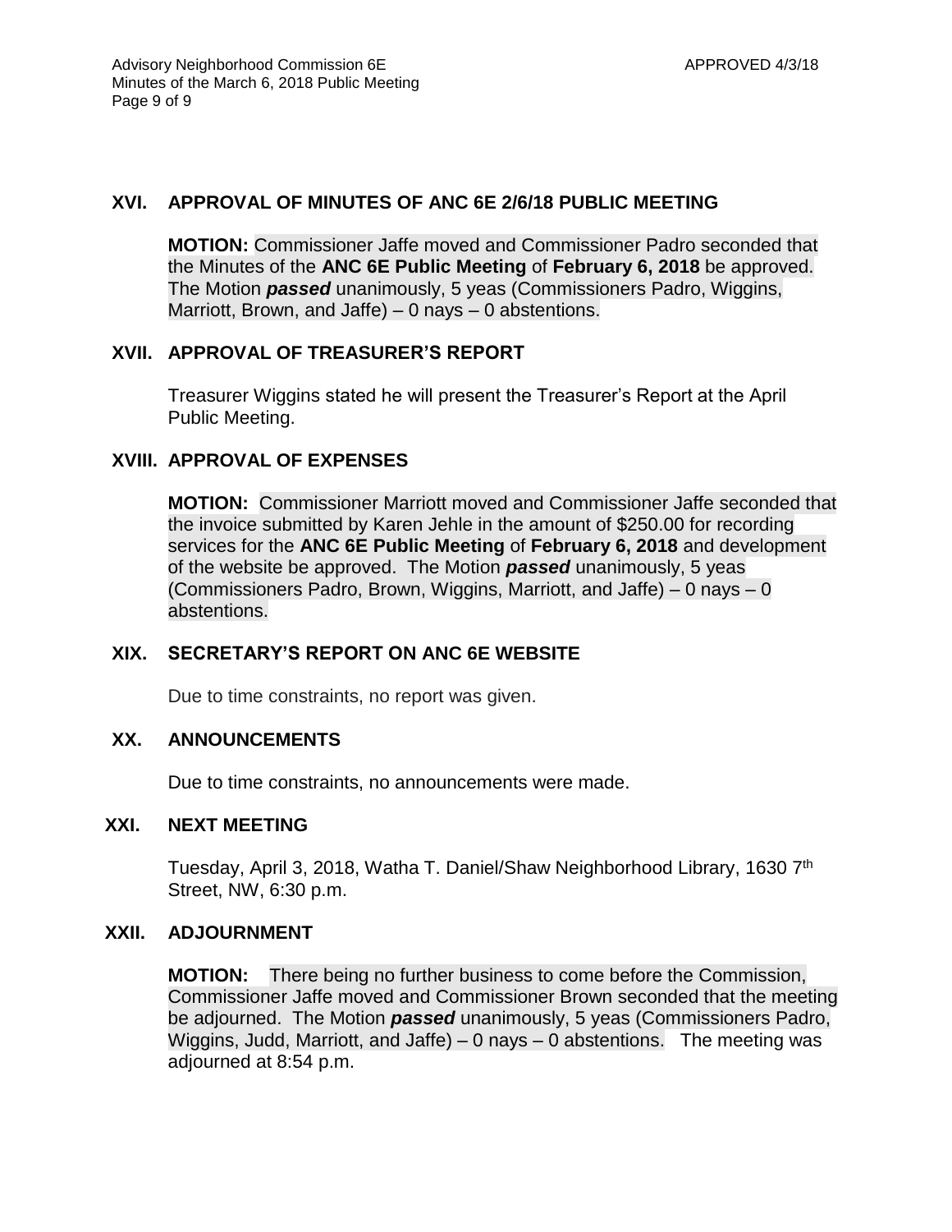## XVI. APPROVAL OF MINUTES OF ANC 6E 2/6/18 PUBLIC MEETING

**MOTION:** Commissioner Jaffe moved and Commissioner Padro seconded that the Minutes of the **ANC 6E Public Meeting** of **February 6, 2018** be approved. The Motion ***passed*** unanimously, 5 yeas (Commissioners Padro, Wiggins, Marriott, Brown, and Jaffe) – 0 nays – 0 abstentions.

## XVII. APPROVAL OF TREASURER'S REPORT

Treasurer Wiggins stated he will present the Treasurer's Report at the April Public Meeting.

## XVIII. APPROVAL OF EXPENSES

**MOTION:** Commissioner Marriott moved and Commissioner Jaffe seconded that the invoice submitted by Karen Jehle in the amount of $250.00 for recording services for the **ANC 6E Public Meeting** of **February 6, 2018** and development of the website be approved. The Motion ***passed*** unanimously, 5 yeas (Commissioners Padro, Brown, Wiggins, Marriott, and Jaffe) – 0 nays – 0 abstentions.

## XIX. SECRETARY'S REPORT ON ANC 6E WEBSITE

Due to time constraints, no report was given.

## XX. ANNOUNCEMENTS

Due to time constraints, no announcements were made.

## XXI. NEXT MEETING

Tuesday, April 3, 2018, Watha T. Daniel/Shaw Neighborhood Library, 1630 7th Street, NW, 6:30 p.m.

## XXII. ADJOURNMENT

**MOTION:** There being no further business to come before the Commission, Commissioner Jaffe moved and Commissioner Brown seconded that the meeting be adjourned. The Motion ***passed*** unanimously, 5 yeas (Commissioners Padro, Wiggins, Judd, Marriott, and Jaffe) – 0 nays – 0 abstentions. The meeting was adjourned at 8:54 p.m.